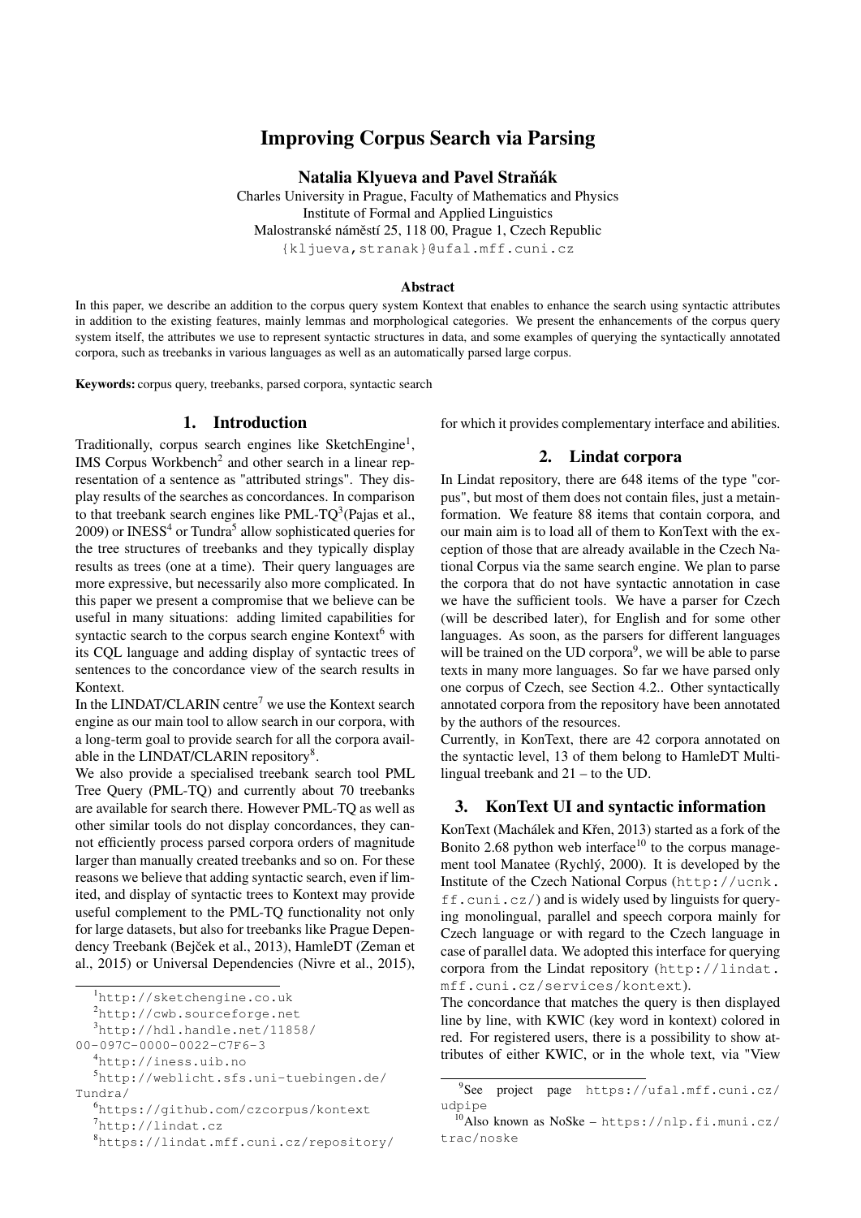# Improving Corpus Search via Parsing

**Natalia Klyueva and Pavel Straňák**

Charles University in Prague, Faculty of Mathematics and Physics
Institute of Formal and Applied Linguistics
Malostranské náměstí 25, 118 00, Prague 1, Czech Republic
{kljueva,stranak}@ufal.mff.cuni.cz

### Abstract

In this paper, we describe an addition to the corpus query system Kontext that enables to enhance the search using syntactic attributes in addition to the existing features, mainly lemmas and morphological categories. We present the enhancements of the corpus query system itself, the attributes we use to represent syntactic structures in data, and some examples of querying the syntactically annotated corpora, such as treebanks in various languages as well as an automatically parsed large corpus.

**Keywords:** corpus query, treebanks, parsed corpora, syntactic search

## 1. Introduction

Traditionally, corpus search engines like SketchEngine[1], IMS Corpus Workbench[2] and other search in a linear representation of a sentence as "attributed strings". They display results of the searches as concordances. In comparison to that treebank search engines like PML-TQ[3](Pajas et al., 2009) or INESS[4] or Tundra[5] allow sophisticated queries for the tree structures of treebanks and they typically display results as trees (one at a time). Their query languages are more expressive, but necessarily also more complicated. In this paper we present a compromise that we believe can be useful in many situations: adding limited capabilities for syntactic search to the corpus search engine Kontext[6] with its CQL language and adding display of syntactic trees of sentences to the concordance view of the search results in Kontext.

In the LINDAT/CLARIN centre[7] we use the Kontext search engine as our main tool to allow search in our corpora, with a long-term goal to provide search for all the corpora available in the LINDAT/CLARIN repository[8].

We also provide a specialised treebank search tool PML Tree Query (PML-TQ) and currently about 70 treebanks are available for search there. However PML-TQ as well as other similar tools do not display concordances, they cannot efficiently process parsed corpora orders of magnitude larger than manually created treebanks and so on. For these reasons we believe that adding syntactic search, even if limited, and display of syntactic trees to Kontext may provide useful complement to the PML-TQ functionality not only for large datasets, but also for treebanks like Prague Dependency Treebank (Bejček et al., 2013), HamleDT (Zeman et al., 2015) or Universal Dependencies (Nivre et al., 2015), for which it provides complementary interface and abilities.

## 2. Lindat corpora

In Lindat repository, there are 648 items of the type "corpus", but most of them does not contain files, just a metainformation. We feature 88 items that contain corpora, and our main aim is to load all of them to KonText with the exception of those that are already available in the Czech National Corpus via the same search engine. We plan to parse the corpora that do not have syntactic annotation in case we have the sufficient tools. We have a parser for Czech (will be described later), for English and for some other languages. As soon, as the parsers for different languages will be trained on the UD corpora[9], we will be able to parse texts in many more languages. So far we have parsed only one corpus of Czech, see Section 4.2.. Other syntactically annotated corpora from the repository have been annotated by the authors of the resources.

Currently, in KonText, there are 42 corpora annotated on the syntactic level, 13 of them belong to HamleDT Multilingual treebank and 21 – to the UD.

## 3. KonText UI and syntactic information

KonText (Machálek and Křen, 2013) started as a fork of the Bonito 2.68 python web interface[10] to the corpus management tool Manatee (Rychlý, 2000). It is developed by the Institute of the Czech National Corpus (http://ucnk.ff.cuni.cz/) and is widely used by linguists for querying monolingual, parallel and speech corpora mainly for Czech language or with regard to the Czech language in case of parallel data. We adopted this interface for querying corpora from the Lindat repository (http://lindat.mff.cuni.cz/services/kontext).

The concordance that matches the query is then displayed line by line, with KWIC (key word in kontext) colored in red. For registered users, there is a possibility to show attributes of either KWIC, or in the whole text, via "View

---

[1] http://sketchengine.co.uk
[2] http://cwb.sourceforge.net
[3] http://hdl.handle.net/11858/00-097C-0000-0022-C7F6-3
[4] http://iness.uib.no
[5] http://weblicht.sfs.uni-tuebingen.de/Tundra/
[6] https://github.com/czcorpus/kontext
[7] http://lindat.cz
[8] https://lindat.mff.cuni.cz/repository/
[9] See project page https://ufal.mff.cuni.cz/udpipe
[10] Also known as NoSke – https://nlp.fi.muni.cz/trac/noske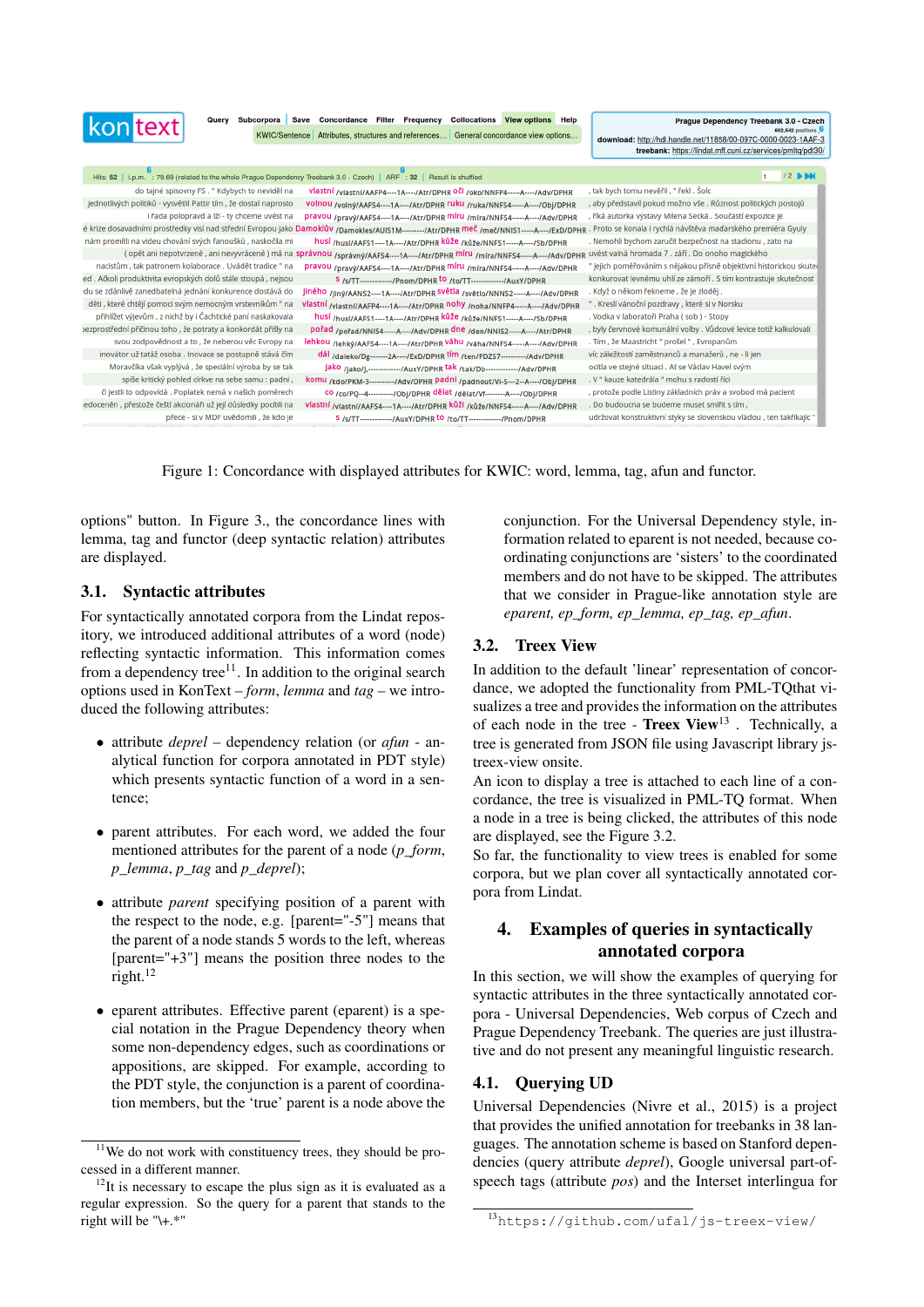Figure 1: Concordance with displayed attributes for KWIC: word, lemma, tag, afun and functor.

options" button. In Figure 3., the concordance lines with lemma, tag and functor (deep syntactic relation) attributes are displayed.

### 3.1. Syntactic attributes

For syntactically annotated corpora from the Lindat repository, we introduced additional attributes of a word (node) reflecting syntactic information. This information comes from a dependency tree[11]. In addition to the original search options used in KonText – *form*, *lemma* and *tag* – we introduced the following attributes:

- attribute *deprel* – dependency relation (or *afun* - analytical function for corpora annotated in PDT style) which presents syntactic function of a word in a sentence;
- parent attributes. For each word, we added the four mentioned attributes for the parent of a node (*p_form*, *p_lemma*, *p_tag* and *p_deprel*);
- attribute *parent* specifying position of a parent with the respect to the node, e.g. [parent="-5"] means that the parent of a node stands 5 words to the left, whereas [parent="+3"] means the position three nodes to the right.[12]
- eparent attributes. Effective parent (eparent) is a special notation in the Prague Dependency theory when some non-dependency edges, such as coordinations or appositions, are skipped. For example, according to the PDT style, the conjunction is a parent of coordination members, but the 'true' parent is a node above the conjunction. For the Universal Dependency style, information related to eparent is not needed, because coordinating conjunctions are 'sisters' to the coordinated members and do not have to be skipped. The attributes that we consider in Prague-like annotation style are *eparent, ep_form, ep_lemma, ep_tag, ep_afun*.

### 3.2. Treex View

In addition to the default 'linear' representation of concordance, we adopted the functionality from PML-TQthat visualizes a tree and provides the information on the attributes of each node in the tree - **Treex View**[13] . Technically, a tree is generated from JSON file using Javascript library js-treex-view onsite.

An icon to display a tree is attached to each line of a concordance, the tree is visualized in PML-TQ format. When a node in a tree is being clicked, the attributes of this node are displayed, see the Figure 3.2.

So far, the functionality to view trees is enabled for some corpora, but we plan cover all syntactically annotated corpora from Lindat.

## 4. Examples of queries in syntactically annotated corpora

In this section, we will show the examples of querying for syntactic attributes in the three syntactically annotated corpora - Universal Dependencies, Web corpus of Czech and Prague Dependency Treebank. The queries are just illustrative and do not present any meaningful linguistic research.

### 4.1. Querying UD

Universal Dependencies (Nivre et al., 2015) is a project that provides the unified annotation for treebanks in 38 languages. The annotation scheme is based on Stanford dependencies (query attribute *deprel*), Google universal part-of-speech tags (attribute *pos*) and the Interset interlingua for

[11] We do not work with constituency trees, they should be processed in a different manner.

[12] It is necessary to escape the plus sign as it is evaluated as a regular expression. So the query for a parent that stands to the right will be "\+.*"

[13] https://github.com/ufal/js-treex-view/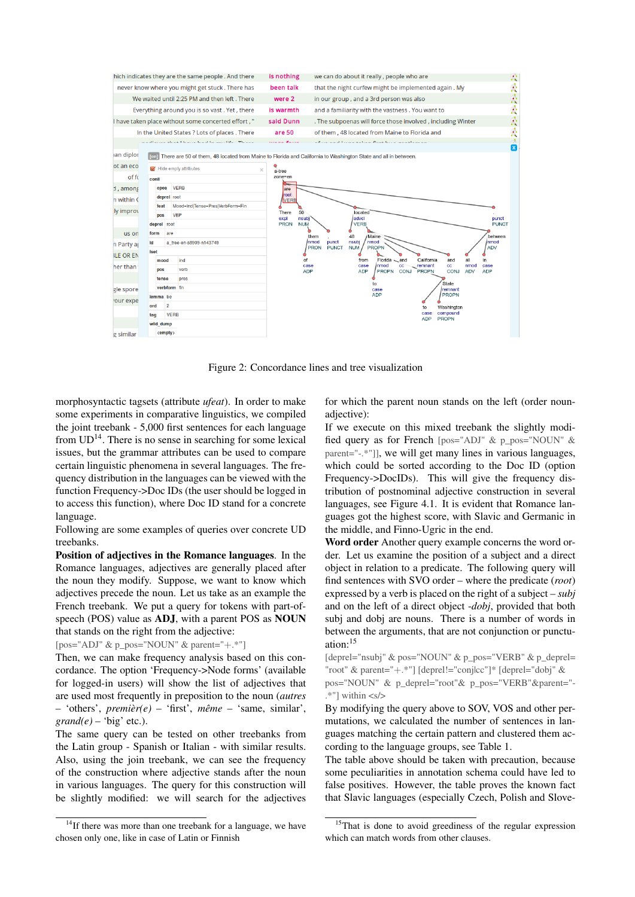Figure 2: Concordance lines and tree visualization

morphosyntactic tagsets (attribute *ufeat*). In order to make some experiments in comparative linguistics, we compiled the joint treebank - 5,000 first sentences for each language from UD[14]. There is no sense in searching for some lexical issues, but the grammar attributes can be used to compare certain linguistic phenomena in several languages. The frequency distribution in the languages can be viewed with the function Frequency->Doc IDs (the user should be logged in to access this function), where Doc ID stand for a concrete language.

Following are some examples of queries over concrete UD treebanks.

**Position of adjectives in the Romance languages**. In the Romance languages, adjectives are generally placed after the noun they modify. Suppose, we want to know which adjectives precede the noun. Let us take as an example the French treebank. We put a query for tokens with part-of-speech (POS) value as **ADJ**, with a parent POS as **NOUN** that stands on the right from the adjective:

[pos="ADJ" & p_pos="NOUN" & parent="+.*"]

Then, we can make frequency analysis based on this concordance. The option 'Frequency->Node forms' (available for logged-in users) will show the list of adjectives that are used most frequently in preposition to the noun (*autres* – 'others', *premièr(e)* – 'first', *même* – 'same, similar', *grand(e)* – 'big' etc.).

The same query can be tested on other treebanks from the Latin group - Spanish or Italian - with similar results. Also, using the join treebank, we can see the frequency of the construction where adjective stands after the noun in various languages. The query for this construction will be slightly modified: we will search for the adjectives for which the parent noun stands on the left (order noun-adjective):

If we execute on this mixed treebank the slightly modified query as for French [pos="ADJ" & p_pos="NOUN" & parent="-.*"]], we will get many lines in various languages, which could be sorted according to the Doc ID (option Frequency->DocIDs). This will give the frequency distribution of postnominal adjective construction in several languages, see Figure 4.1. It is evident that Romance languages got the highest score, with Slavic and Germanic in the middle, and Finno-Ugric in the end.

**Word order** Another query example concerns the word order. Let us examine the position of a subject and a direct object in relation to a predicate. The following query will find sentences with SVO order – where the predicate (*root*) expressed by a verb is placed on the right of a subject – *subj* and on the left of a direct object -*dobj*, provided that both subj and dobj are nouns. There is a number of words in between the arguments, that are not conjunction or punctuation:[15]

[deprel="nsubj" & pos="NOUN" & p_pos="VERB" & p_deprel="root" & parent="+.*"] [deprel!="conj|cc"]* [deprel="dobj" & pos="NOUN" & p_deprel="root"& p_pos="VERB"&parent="-.*"] within <s/>

By modifying the query above to SOV, VOS and other permutations, we calculated the number of sentences in languages matching the certain pattern and clustered them according to the language groups, see Table 1.

The table above should be taken with precaution, because some peculiarities in annotation schema could have led to false positives. However, the table proves the known fact that Slavic languages (especially Czech, Polish and Slove-

[14] If there was more than one treebank for a language, we have chosen only one, like in case of Latin or Finnish

[15] That is done to avoid greediness of the regular expression which can match words from other clauses.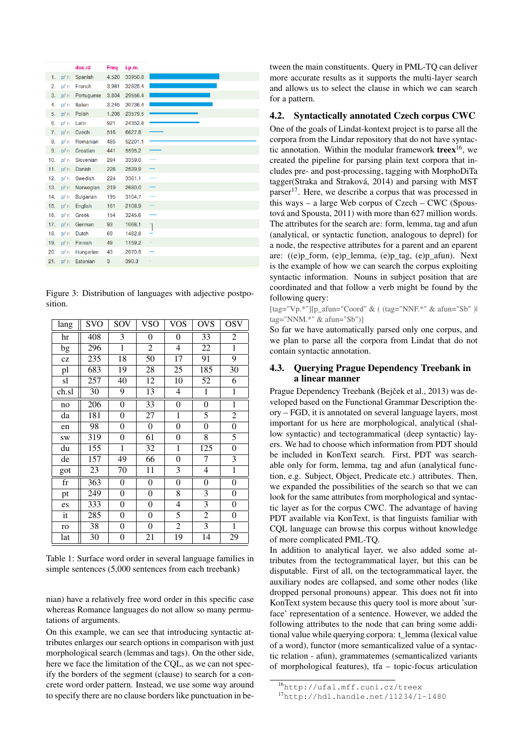| | doc.id | Freq | i.p.m. |
|---|---|---|---|
| 1. | p/n Spanish | 4,520 | 33950.8 |
| 2. | p/n French | 3,981 | 32825.4 |
| 3. | p/n Portuguese | 3,804 | 29556.4 |
| 4. | p/n Italian | 3,245 | 30736.4 |
| 5. | p/n Polish | 1,208 | 23579.5 |
| 6. | p/n Latin | 921 | 24352.8 |
| 7. | p/n Czech | 516 | 6627.8 |
| 8. | p/n Romanian | 485 | 52201.1 |
| 9. | p/n Croatian | 441 | 5595.2 |
| 10. | p/n Slovenian | 294 | 3359.0 |
| 11. | p/n Danish | 226 | 2539.9 |
| 12. | p/n Swedish | 224 | 3361.1 |
| 13. | p/n Norwegian | 219 | 2680.0 |
| 14. | p/n Bulgarian | 195 | 3104.7 |
| 15. | p/n English | 161 | 2108.9 |
| 16. | p/n Greek | 154 | 3245.6 |
| 17. | p/n German | 93 | 1068.1 |
| 18. | p/n Dutch | 69 | 1482.8 |
| 19. | p/n Finnish | 49 | 1159.2 |
| 20. | p/n Hungarian | 43 | 2070.9 |
| 21. | p/n Estonian | 3 | 390.3 |

Figure 3: Distribution of languages with adjective postposition.

| lang | SVO | SOV | VSO | VOS | OVS | OSV |
|---|---|---|---|---|---|---|
| hr | 408 | 3 | 0 | 0 | 33 | 2 |
| bg | 296 | 1 | 2 | 4 | 22 | 1 |
| cz | 235 | 18 | 50 | 17 | 91 | 9 |
| pl | 683 | 19 | 28 | 25 | 185 | 30 |
| sl | 257 | 40 | 12 | 10 | 52 | 6 |
| ch.sl | 30 | 9 | 13 | 4 | 1 | 1 |
| no | 206 | 0 | 33 | 0 | 0 | 1 |
| da | 181 | 0 | 27 | 1 | 5 | 2 |
| en | 98 | 0 | 0 | 0 | 0 | 0 |
| sw | 319 | 0 | 61 | 0 | 8 | 5 |
| du | 155 | 1 | 32 | 1 | 125 | 0 |
| de | 157 | 49 | 66 | 0 | 7 | 3 |
| got | 23 | 70 | 11 | 3 | 4 | 1 |
| fr | 363 | 0 | 0 | 0 | 0 | 0 |
| pt | 249 | 0 | 0 | 8 | 3 | 0 |
| es | 333 | 0 | 0 | 4 | 3 | 0 |
| it | 285 | 0 | 0 | 5 | 2 | 0 |
| ro | 38 | 0 | 0 | 2 | 3 | 1 |
| lat | 30 | 0 | 21 | 19 | 14 | 29 |

Table 1: Surface word order in several language families in simple sentences (5,000 sentences from each treebank)

nian) have a relatively free word order in this specific case whereas Romance languages do not allow so many permutations of arguments.

On this example, we can see that introducing syntactic attributes enlarges our search options in comparison with just morphological search (lemmas and tags). On the other side, here we face the limitation of the CQL, as we can not specify the borders of the segment (clause) to search for a concrete word order pattern. Instead, we use some way around to specify there are no clause borders like punctuation in between the main constituents. Query in PML-TQ can deliver more accurate results as it supports the multi-layer search and allows us to select the clause in which we can search for a pattern.

## 4.2. Syntactically annotated Czech corpus CWC

One of the goals of Lindat-kontext project is to parse all the corpora from the Lindar repository that do not have syntactic annotation. Within the modular framework **treex**[16], we created the pipeline for parsing plain text corpora that includes pre- and post-processing, tagging with MorphoDiTa tagger(Straka and Straková, 2014) and parsing with MST parser[17]. Here, we describe a corpus that was processed in this ways – a large Web corpus of Czech – CWC (Spoustová and Spousta, 2011) with more than 627 million words. The attributes for the search are: form, lemma, tag and afun (analytical, or syntactic function, analogous to deprel) for a node, the respective attributes for a parent and an eparent are: ((e)p_form, (e)p_lemma, (e)p_tag, (e)p_afun). Next is the example of how we can search the corpus exploiting syntactic information. Nouns in subject position that are coordinated and that follow a verb might be found by the following query:

[tag="Vp.*"][p_afun="Coord" & ( (tag="NNF.*" & afun="Sb" )| tag="NNM.*" & afun="Sb")]

So far we have automatically parsed only one corpus, and we plan to parse all the corpora from Lindat that do not contain syntactic annotation.

## 4.3. Querying Prague Dependency Treebank in a linear manner

Prague Dependency Treebank (Bejček et al., 2013) was developed based on the Functional Grammar Description theory – FGD, it is annotated on several language layers, most important for us here are morphological, analytical (shallow syntactic) and tectogrammatical (deep syntactic) layers. We had to choose which information from PDT should be included in KonText search. First, PDT was searchable only for form, lemma, tag and afun (analytical function, e.g. Subject, Object, Predicate etc.) attributes. Then, we expanded the possibilities of the search so that we can look for the same attributes from morphological and syntactic layer as for the corpus CWC. The advantage of having PDT available via KonText, is that linguists familiar with CQL language can browse this corpus without knowledge of more complicated PML-TQ.

In addition to analytical layer, we also added some attributes from the tectogrammatical layer, but this can be disputable. First of all, on the tectogrammatical layer, the auxiliary nodes are collapsed, and some other nodes (like dropped personal pronouns) appear. This does not fit into KonText system because this query tool is more about 'surface' representation of a sentence. However, we added the following attributes to the node that can bring some additional value while querying corpora: t_lemma (lexical value of a word), functor (more semanticalized value of a syntactic relation - afun), grammatemes (semanticalized variants of of morphological features), tfa – topic-focus articulation

[16] http://ufal.mff.cuni.cz/treex

[17] http://hdl.handle.net/11234/1-1480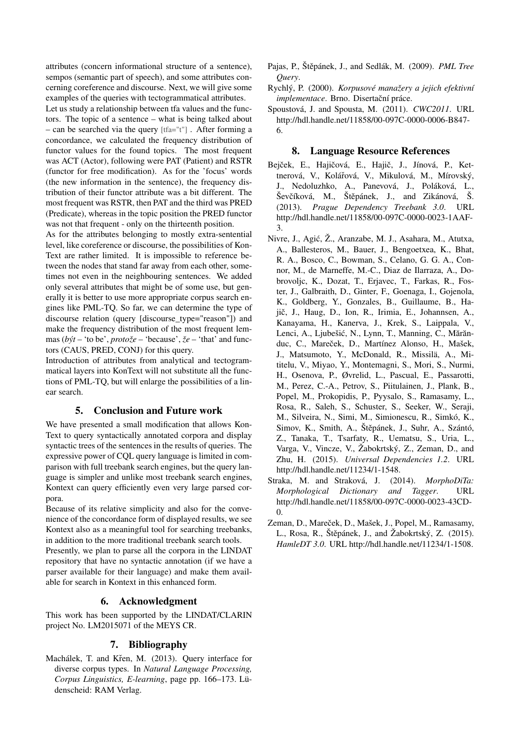attributes (concern informational structure of a sentence), sempos (semantic part of speech), and some attributes concerning coreference and discourse. Next, we will give some examples of the queries with tectogrammatical attributes.

Let us study a relationship between tfa values and the functors. The topic of a sentence – what is being talked about – can be searched via the query [tfa="t"] . After forming a concordance, we calculated the frequency distribution of functor values for the found topics. The most frequent was ACT (Actor), following were PAT (Patient) and RSTR (functor for free modification). As for the 'focus' words (the new information in the sentence), the frequency distribution of their functor attribute was a bit different. The most frequent was RSTR, then PAT and the third was PRED (Predicate), whereas in the topic position the PRED functor was not that frequent - only on the thirteenth position.

As for the attributes belonging to mostly extra-sentential level, like coreference or discourse, the possibilities of KonText are rather limited. It is impossible to reference between the nodes that stand far away from each other, sometimes not even in the neighbouring sentences. We added only several attributes that might be of some use, but generally it is better to use more appropriate corpus search engines like PML-TQ. So far, we can determine the type of discourse relation (query [discourse_type="reason"]) and make the frequency distribution of the most frequent lemmas (*být* – 'to be', *protože* – 'because', *že* – 'that' and functors (CAUS, PRED, CONJ) for this query.

Introduction of attributes from analytical and tectogrammatical layers into KonText will not substitute all the functions of PML-TQ, but will enlarge the possibilities of a linear search.

## 5. Conclusion and Future work

We have presented a small modification that allows KonText to query syntactically annotated corpora and display syntactic trees of the sentences in the results of queries. The expressive power of CQL query language is limited in comparison with full treebank search engines, but the query language is simpler and unlike most treebank search engines, Kontext can query efficiently even very large parsed corpora.

Because of its relative simplicity and also for the convenience of the concordance form of displayed results, we see Kontext also as a meaningful tool for searching treebanks, in addition to the more traditional treebank search tools.

Presently, we plan to parse all the corpora in the LINDAT repository that have no syntactic annotation (if we have a parser available for their language) and make them available for search in Kontext in this enhanced form.

## 6. Acknowledgment

This work has been supported by the LINDAT/CLARIN project No. LM2015071 of the MEYS CR.

## 7. Bibliography

Machálek, T. and Křen, M. (2013). Query interface for diverse corpus types. In *Natural Language Processing, Corpus Linguistics, E-learning*, page pp. 166–173. Lüdenscheid: RAM Verlag.

Pajas, P., Štěpánek, J., and Sedlák, M. (2009). *PML Tree Query*.

Rychlý, P. (2000). *Korpusové manažery a jejich efektivní implementace*. Brno. Disertační práce.

Spoustová, J. and Spousta, M. (2011). *CWC2011*. URL http://hdl.handle.net/11858/00-097C-0000-0006-B847-6.

## 8. Language Resource References

Bejček, E., Hajičová, E., Hajič, J., Jínová, P., Kettnerová, V., Kolářová, V., Mikulová, M., Mírovský, J., Nedoluzhko, A., Panevová, J., Poláková, L., Ševčíková, M., Štěpánek, J., and Zikánová, Š. (2013). *Prague Dependency Treebank 3.0*. URL http://hdl.handle.net/11858/00-097C-0000-0023-1AAF-3.

Nivre, J., Agić, Ž., Aranzabe, M. J., Asahara, M., Atutxa, A., Ballesteros, M., Bauer, J., Bengoetxea, K., Bhat, R. A., Bosco, C., Bowman, S., Celano, G. G. A., Connor, M., de Marneffe, M.-C., Diaz de Ilarraza, A., Dobrovoljc, K., Dozat, T., Erjavec, T., Farkas, R., Foster, J., Galbraith, D., Ginter, F., Goenaga, I., Gojenola, K., Goldberg, Y., Gonzales, B., Guillaume, B., Hajič, J., Haug, D., Ion, R., Irimia, E., Johannsen, A., Kanayama, H., Kanerva, J., Krek, S., Laippala, V., Lenci, A., Ljubešić, N., Lynn, T., Manning, C., Mărănduc, C., Mareček, D., Martínez Alonso, H., Mašek, J., Matsumoto, Y., McDonald, R., Missilä, A., Mititelu, V., Miyao, Y., Montemagni, S., Mori, S., Nurmi, H., Osenova, P., Øvrelid, L., Pascual, E., Passarotti, M., Perez, C.-A., Petrov, S., Piitulainen, J., Plank, B., Popel, M., Prokopidis, P., Pyysalo, S., Ramasamy, L., Rosa, R., Saleh, S., Schuster, S., Seeker, W., Seraji, M., Silveira, N., Simi, M., Simionescu, R., Simkó, K., Simov, K., Smith, A., Štěpánek, J., Suhr, A., Szántó, Z., Tanaka, T., Tsarfaty, R., Uematsu, S., Uria, L., Varga, V., Vincze, V., Žabokrtský, Z., Zeman, D., and Zhu, H. (2015). *Universal Dependencies 1.2*. URL http://hdl.handle.net/11234/1-1548.

Straka, M. and Straková, J. (2014). *MorphoDiTa: Morphological Dictionary and Tagger*. URL http://hdl.handle.net/11858/00-097C-0000-0023-43CD-0.

Zeman, D., Mareček, D., Mašek, J., Popel, M., Ramasamy, L., Rosa, R., Štěpánek, J., and Žabokrtský, Z. (2015). *HamleDT 3.0*. URL http://hdl.handle.net/11234/1-1508.